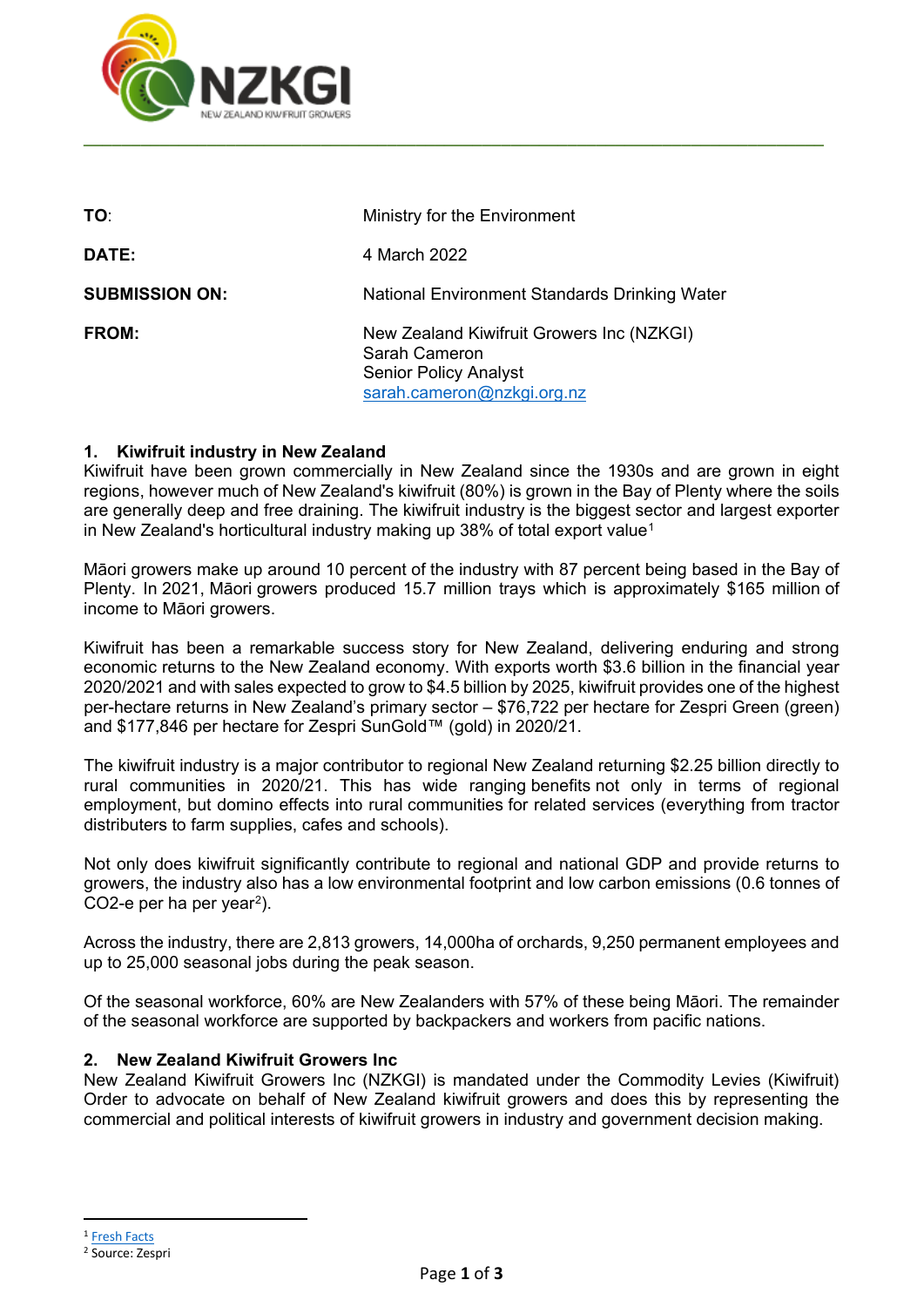| | |
|---|---|
| **TO**: | Ministry for the Environment |
| **DATE:** | 4 March 2022 |
| **SUBMISSION ON:** | National Environment Standards Drinking Water |
| **FROM:** | New Zealand Kiwifruit Growers Inc (NZKGI)<br>Sarah Cameron<br>Senior Policy Analyst<br>sarah.cameron@nzkgi.org.nz |

## 1. Kiwifruit industry in New Zealand

Kiwifruit have been grown commercially in New Zealand since the 1930s and are grown in eight regions, however much of New Zealand's kiwifruit (80%) is grown in the Bay of Plenty where the soils are generally deep and free draining. The kiwifruit industry is the biggest sector and largest exporter in New Zealand's horticultural industry making up 38% of total export value[1]

Māori growers make up around 10 percent of the industry with 87 percent being based in the Bay of Plenty. In 2021, Māori growers produced 15.7 million trays which is approximately $165 million of income to Māori growers.

Kiwifruit has been a remarkable success story for New Zealand, delivering enduring and strong economic returns to the New Zealand economy. With exports worth $3.6 billion in the financial year 2020/2021 and with sales expected to grow to $4.5 billion by 2025, kiwifruit provides one of the highest per-hectare returns in New Zealand's primary sector – $76,722 per hectare for Zespri Green (green) and $177,846 per hectare for Zespri SunGold™ (gold) in 2020/21.

The kiwifruit industry is a major contributor to regional New Zealand returning $2.25 billion directly to rural communities in 2020/21. This has wide ranging benefits not only in terms of regional employment, but domino effects into rural communities for related services (everything from tractor distributers to farm supplies, cafes and schools).

Not only does kiwifruit significantly contribute to regional and national GDP and provide returns to growers, the industry also has a low environmental footprint and low carbon emissions (0.6 tonnes of $CO_2$-e per ha per year[2]).

Across the industry, there are 2,813 growers, 14,000ha of orchards, 9,250 permanent employees and up to 25,000 seasonal jobs during the peak season.

Of the seasonal workforce, 60% are New Zealanders with 57% of these being Māori. The remainder of the seasonal workforce are supported by backpackers and workers from pacific nations.

## 2. New Zealand Kiwifruit Growers Inc

New Zealand Kiwifruit Growers Inc (NZKGI) is mandated under the Commodity Levies (Kiwifruit) Order to advocate on behalf of New Zealand kiwifruit growers and does this by representing the commercial and political interests of kiwifruit growers in industry and government decision making.

---

[1] Fresh Facts

[2] Source: Zespri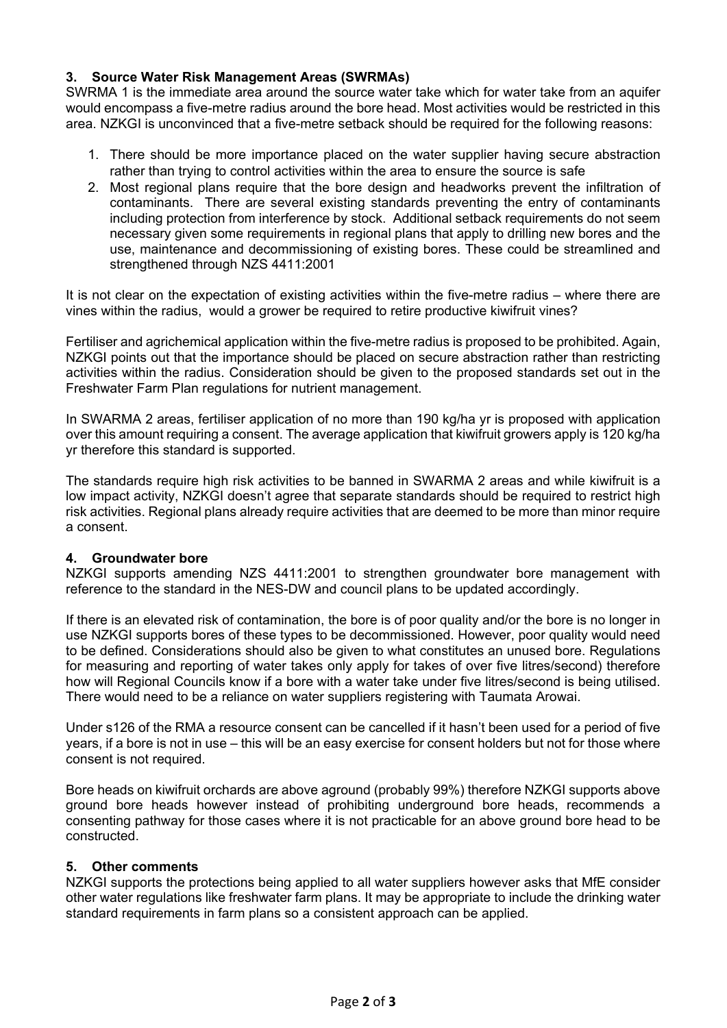### 3. Source Water Risk Management Areas (SWRMAs)

SWRMA 1 is the immediate area around the source water take which for water take from an aquifer would encompass a five-metre radius around the bore head. Most activities would be restricted in this area. NZKGI is unconvinced that a five-metre setback should be required for the following reasons:

1. There should be more importance placed on the water supplier having secure abstraction rather than trying to control activities within the area to ensure the source is safe
2. Most regional plans require that the bore design and headworks prevent the infiltration of contaminants. There are several existing standards preventing the entry of contaminants including protection from interference by stock. Additional setback requirements do not seem necessary given some requirements in regional plans that apply to drilling new bores and the use, maintenance and decommissioning of existing bores. These could be streamlined and strengthened through NZS 4411:2001

It is not clear on the expectation of existing activities within the five-metre radius – where there are vines within the radius, would a grower be required to retire productive kiwifruit vines?

Fertiliser and agrichemical application within the five-metre radius is proposed to be prohibited. Again, NZKGI points out that the importance should be placed on secure abstraction rather than restricting activities within the radius. Consideration should be given to the proposed standards set out in the Freshwater Farm Plan regulations for nutrient management.

In SWARMA 2 areas, fertiliser application of no more than 190 kg/ha yr is proposed with application over this amount requiring a consent. The average application that kiwifruit growers apply is 120 kg/ha yr therefore this standard is supported.

The standards require high risk activities to be banned in SWARMA 2 areas and while kiwifruit is a low impact activity, NZKGI doesn't agree that separate standards should be required to restrict high risk activities. Regional plans already require activities that are deemed to be more than minor require a consent.

### 4. Groundwater bore

NZKGI supports amending NZS 4411:2001 to strengthen groundwater bore management with reference to the standard in the NES-DW and council plans to be updated accordingly.

If there is an elevated risk of contamination, the bore is of poor quality and/or the bore is no longer in use NZKGI supports bores of these types to be decommissioned. However, poor quality would need to be defined. Considerations should also be given to what constitutes an unused bore. Regulations for measuring and reporting of water takes only apply for takes of over five litres/second) therefore how will Regional Councils know if a bore with a water take under five litres/second is being utilised. There would need to be a reliance on water suppliers registering with Taumata Arowai.

Under s126 of the RMA a resource consent can be cancelled if it hasn't been used for a period of five years, if a bore is not in use – this will be an easy exercise for consent holders but not for those where consent is not required.

Bore heads on kiwifruit orchards are above aground (probably 99%) therefore NZKGI supports above ground bore heads however instead of prohibiting underground bore heads, recommends a consenting pathway for those cases where it is not practicable for an above ground bore head to be constructed.

### 5. Other comments

NZKGI supports the protections being applied to all water suppliers however asks that MfE consider other water regulations like freshwater farm plans. It may be appropriate to include the drinking water standard requirements in farm plans so a consistent approach can be applied.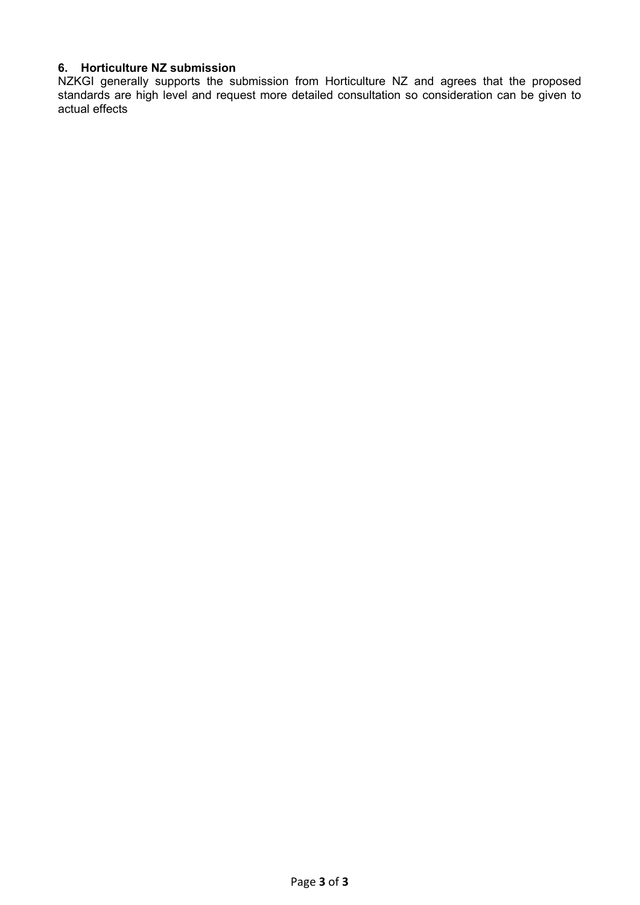### 6. Horticulture NZ submission

NZKGI generally supports the submission from Horticulture NZ and agrees that the proposed standards are high level and request more detailed consultation so consideration can be given to actual effects